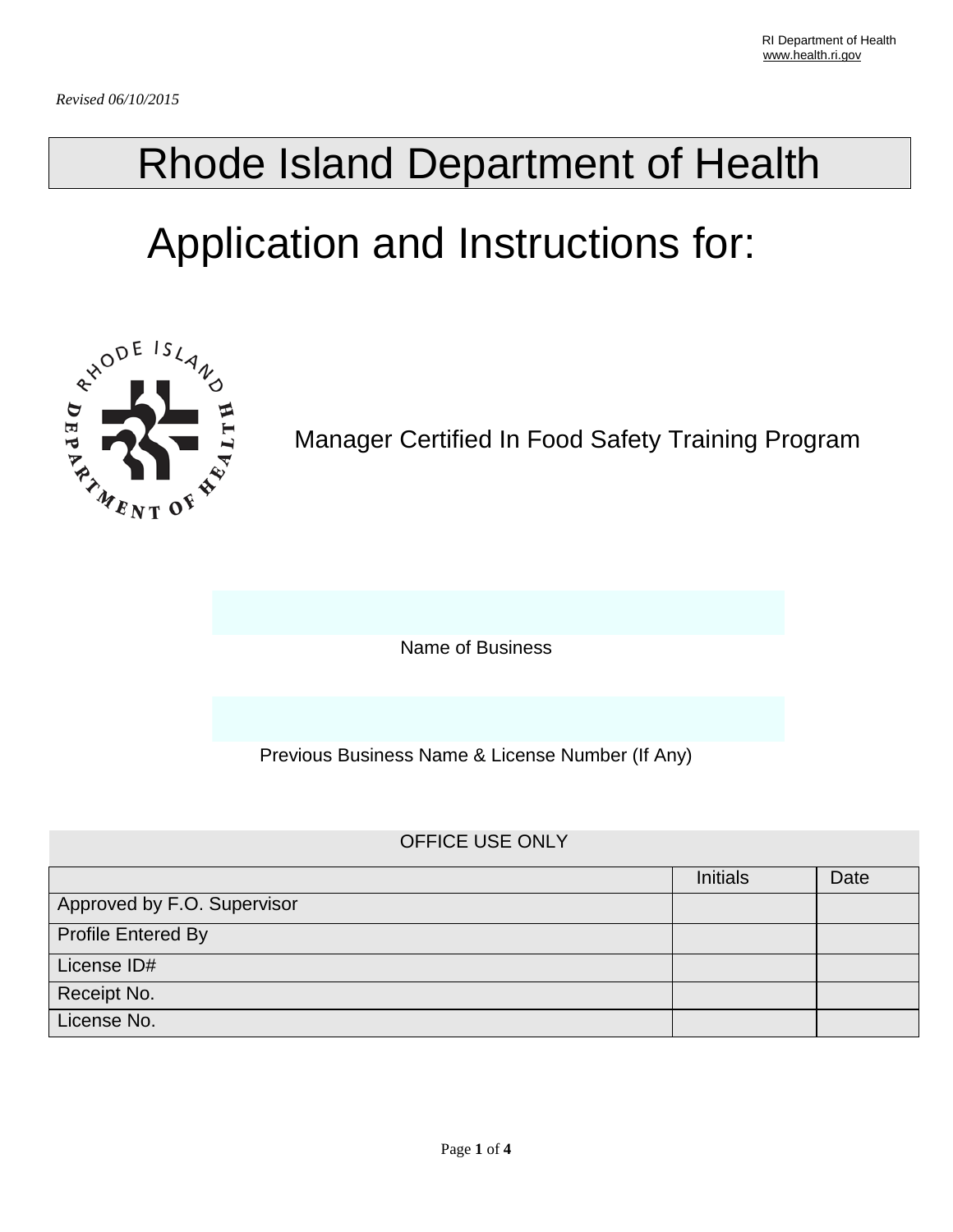RI Department of Health
www.health.ri.gov

*Revised 06/10/2015*

# Rhode Island Department of Health

## Application and Instructions for:

Manager Certified In Food Safety Training Program

Name of Business

Previous Business Name & License Number (If Any)

| OFFICE USE ONLY | | |
|---|---|---|
| | Initials | Date |
| Approved by F.O. Supervisor | | |
| Profile Entered By | | |
| License ID# | | |
| Receipt No. | | |
| License No. | | |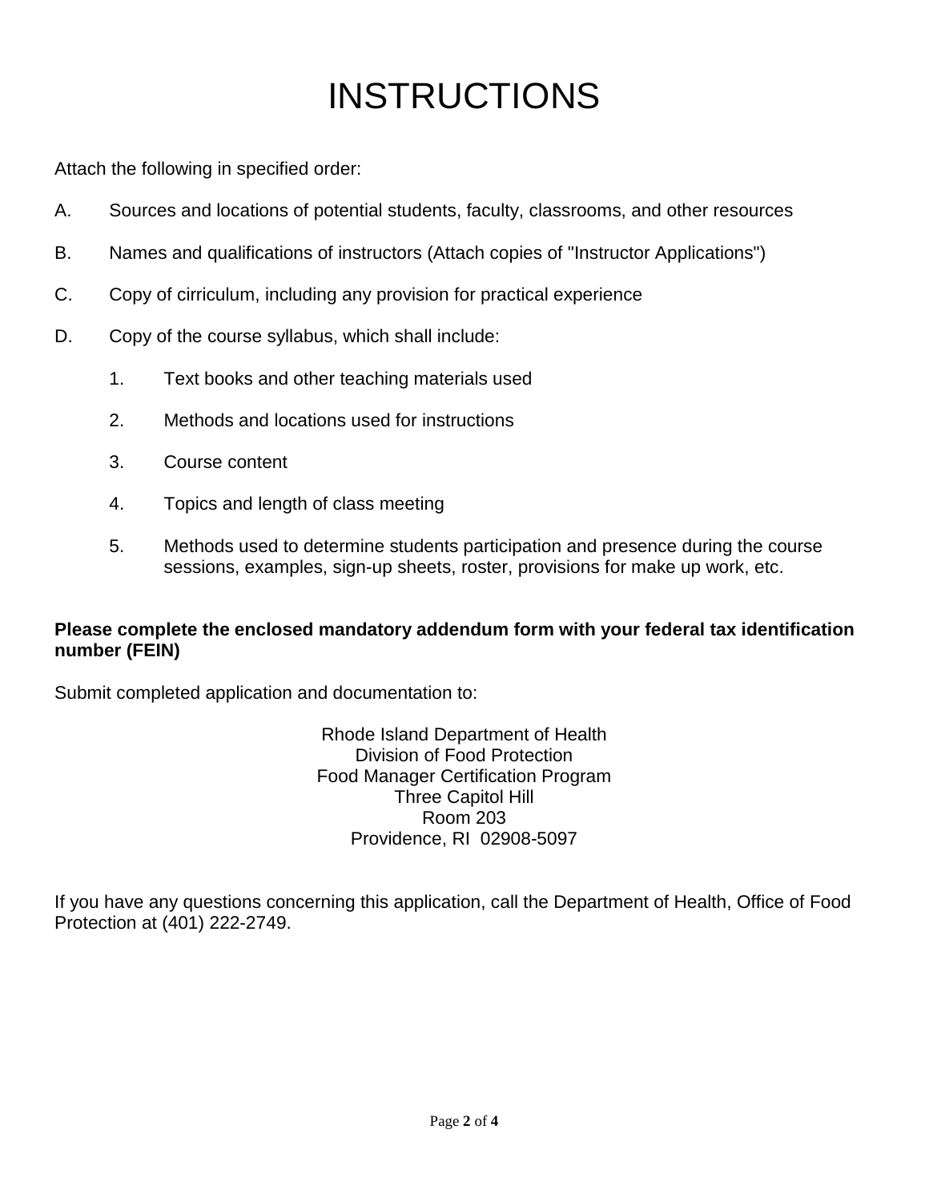# INSTRUCTIONS

Attach the following in specified order:

A. Sources and locations of potential students, faculty, classrooms, and other resources

B. Names and qualifications of instructors (Attach copies of "Instructor Applications")

C. Copy of cirriculum, including any provision for practical experience

D. Copy of the course syllabus, which shall include:

   1. Text books and other teaching materials used

   2. Methods and locations used for instructions

   3. Course content

   4. Topics and length of class meeting

   5. Methods used to determine students participation and presence during the course sessions, examples, sign-up sheets, roster, provisions for make up work, etc.

**Please complete the enclosed mandatory addendum form with your federal tax identification number (FEIN)**

Submit completed application and documentation to:

Rhode Island Department of Health
Division of Food Protection
Food Manager Certification Program
Three Capitol Hill
Room 203
Providence, RI 02908-5097

If you have any questions concerning this application, call the Department of Health, Office of Food Protection at (401) 222-2749.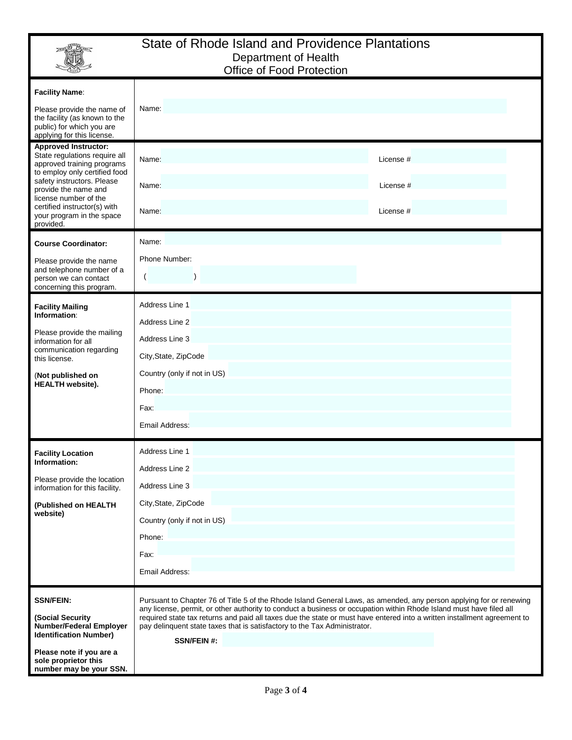# State of Rhode Island and Providence Plantations
## Department of Health
## Office of Food Protection

| | |
|---|---|
| **Facility Name**:<br><br>Please provide the name of the facility (as known to the public) for which you are applying for this license. | Name: |
| **Approved Instructor:**<br>State regulations require all approved training programs to employ only certified food safety instructors. Please provide the name and license number of the certified instructor(s) with your program in the space provided. | Name: License #<br><br>Name: License #<br><br>Name: License # |
| **Course Coordinator:**<br><br>Please provide the name and telephone number of a person we can contact concerning this program. | Name:<br><br>Phone Number:<br>( ) |
| **Facility Mailing Information**:<br><br>Please provide the mailing information for all communication regarding this license.<br><br>(**Not published on HEALTH website).** | Address Line 1<br>Address Line 2<br>Address Line 3<br>City,State, ZipCode<br>Country (only if not in US)<br>Phone:<br>Fax:<br>Email Address: |
| **Facility Location Information:**<br><br>Please provide the location information for this facility.<br><br>**(Published on HEALTH website)** | Address Line 1<br>Address Line 2<br>Address Line 3<br>City,State, ZipCode<br>Country (only if not in US)<br>Phone:<br>Fax:<br>Email Address: |
| **SSN/FEIN:**<br><br>**(Social Security Number/Federal Employer Identification Number)**<br><br>**Please note if you are a sole proprietor this number may be your SSN.** | Pursuant to Chapter 76 of Title 5 of the Rhode Island General Laws, as amended, any person applying for or renewing any license, permit, or other authority to conduct a business or occupation within Rhode Island must have filed all required state tax returns and paid all taxes due the state or must have entered into a written installment agreement to pay delinquent state taxes that is satisfactory to the Tax Administrator.<br><br>**SSN/FEIN #:** |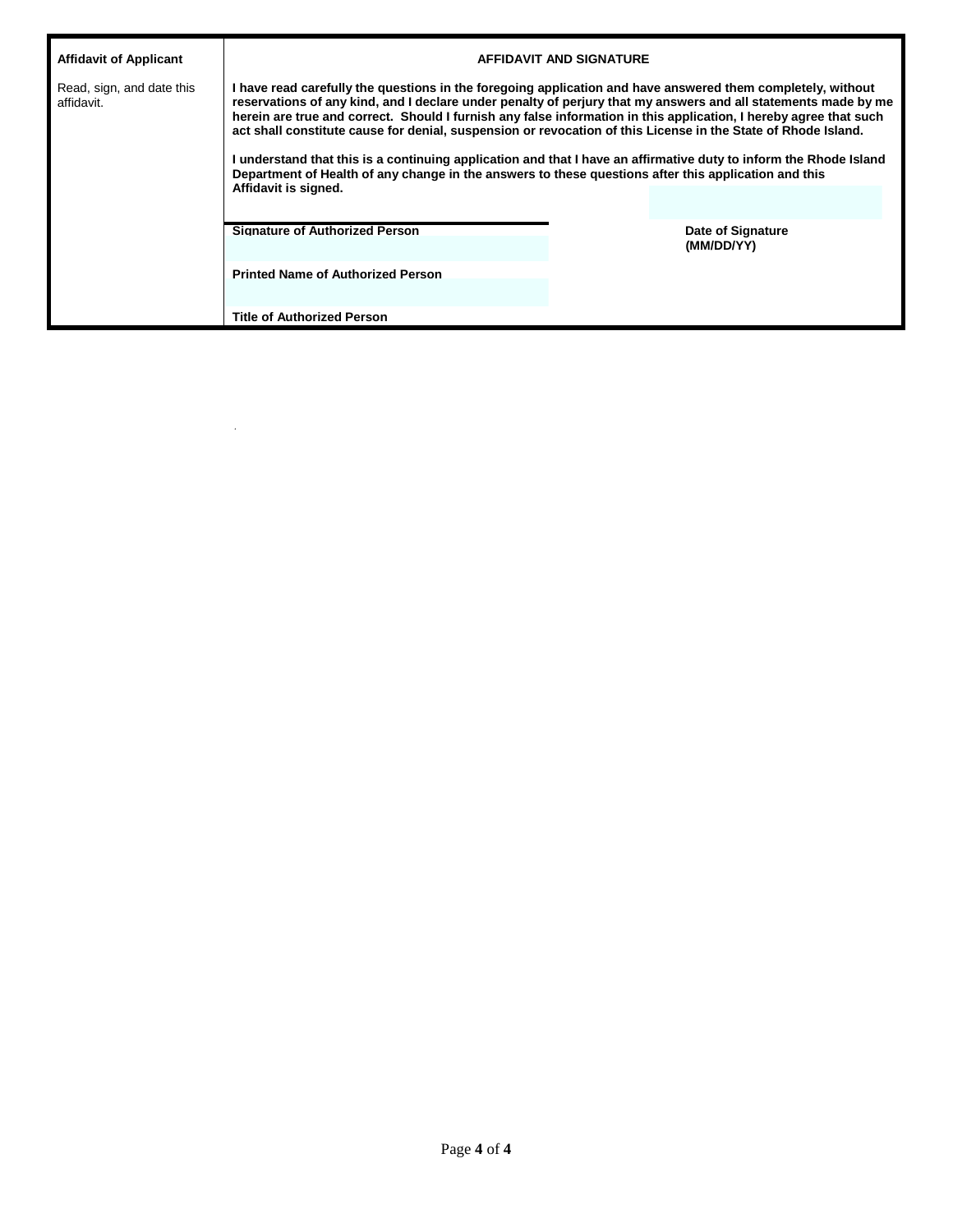| | |
|---|---|
| **Affidavit of Applicant**<br><br>Read, sign, and date this affidavit. | **AFFIDAVIT AND SIGNATURE**<br><br>**I have read carefully the questions in the foregoing application and have answered them completely, without reservations of any kind, and I declare under penalty of perjury that my answers and all statements made by me herein are true and correct. Should I furnish any false information in this application, I hereby agree that such act shall constitute cause for denial, suspension or revocation of this License in the State of Rhode Island.**<br><br>**I understand that this is a continuing application and that I have an affirmative duty to inform the Rhode Island Department of Health of any change in the answers to these questions after this application and this Affidavit is signed.**<br><br>**Signature of Authorized Person** — **Date of Signature (MM/DD/YY)**<br><br>**Printed Name of Authorized Person**<br><br>**Title of Authorized Person** |